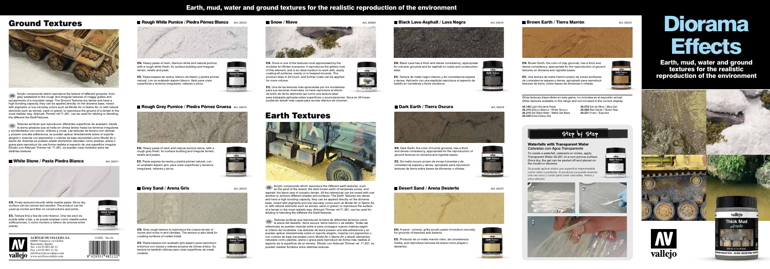# Earth, mud, water and ground textures for the realistic reproduction of the environment

## Ground Textures

EN Acrylic compounds which reproduce the texture of different grounds, from grey wasteland to the rough and irregular textures of craggy gullies and escarpments of a mountain range. The Ground Textures are dense and have a high bonding capacity; they can be applied directly on the diorama base, mixed with pigments or low viscosity colors such as Model Air or Game Air, or with natural elements such as stones, sand or gravel, to reproduce the ground of a terrain in the most realistic way. Airbrush Thinner ref.71.261, can be used for diluting or blending the different the EarthTextures.

ES Texturas acrílicas que reproducen diferentes superficies de acabado; desde la arena grisácea que se halla en climas áridos hasta los terrenos irregulares y accidentados con surcos, relieves y rocas. Las texturas de terreno son densas y poseen una alta adherencia; se pueden aplicar directamente sobre el soporte elegido o mezclar con pigmentos o colores de baja viscosidad como Model Air o Game Air. Además se pueden añadir elementos naturales como piedras, arena o grava para reproducir de una forma realista el aspecto de una superficie irregular. Diluido con Airbrush Thinner ref. 71.261, se pueden crear fundidos entre las distintas texturas.

### White Stone / Pasta Piedra Blanca — Art. 26211

EN. Finely textured smooth white marble paste. Once dry, surface can be carved and sanded. The product can be used as mortar and filler on constructions and joints.

ES. Textura fina y lisa de color blanco. Una vez seco se puede tallar y lijar, y se puede emplear como masilla sobre edificaciones, o como mortero y relleno de uniones entre piezas.

### Rough White Pumice / Piedra Pómez Blanca — Art. 26212

EN. Heavy paste of resin, titanium white and natural pumice, with a rough white finish, for surface building and irregular terrain, reliefs and peaks.

ES. Pasta espesa de resina, blanco de titanio y piedra pómez natural, con un acabado áspero blanco. Apto para crear superficies y terrenos irregulares, relieves y picos.

### Rough Grey Pumice / Piedra Pómez Gruesa — Art. 26213

EN. Heavy paste of resin and natural pumice stone, with a rough grey finish, for surface building and irregular terrain, reliefs and peaks.

ES. Pasta espesa de resina y piedra pómez natural, con un acabado áspero gris, para crear superficies y terrenos irregulares, relieves y picos.

### Grey Sand / Arena Gris — Art. 26215

EN. Grey rough texture to reproduce the coarse terrain of dunes and rocks in arid climates. The texture is also ideal for creating surfaces of rusted metal.

ES. Pasta espesa con acabado gris áspero para reproducir entornos con dunas y relieves propios de climas áridos. Su textura es también idónea para crear superficies de metal oxidado.

### Snow / Nieve — Art. 26820

EN. Snow is one of the textures most appreciated by the modeler for Winter scenarios, it reproduces the glittery look of this element, and is an ideal medium to work with, easily coating all surfaces, evenly or in heaped mounds. The product dries in 24 hours, and further coats can be applied for more volume.

ES. Una de las texturas más apreciadas por los modelistas para sus escenas invernales, la nieve reproduce el efecto de brillo de dicho elemento así como una textura ideal para trabajarla aplicada sobre superficies o acumulaciones. Seca en 24 horas pudiendo añadir más capas para recrear efectos de volumen.

## Earth Textures

EN Acrylic compounds which reproduce the different earth textures, such as the sand of the desert, the dark brown earth of temperate zones, and asphalt- the black lava of volcanic terrain. All the references can be mixed with one another to achieve different shades and surfaces. The Earth Textures are dense and have a high bonding capacity, they can be applied directly on the diorama base, mixed with pigments and low viscosity colors such as Model Air or Game Air, or with natural elements such as stones, sand or gravel, to reproduce the surface of a terrain in the most realistic way. Airbrush Thinner ref.71.261 can be used for diluting or blending the different the EarthTextures.

ES Texturas acrílicas que reproducen la tierra de diferentes terrenos como la arena del desierto, tierra oscura, tierra marrón o de asfalto. Todas las referencias se pueden mezclar entre sí para conseguir nuevos matices según el criterio del modelista. Las texturas de tierra poseen una alta adherencia y se pueden aplicar directamente sobre el soporte elegido, mezclar con pigmentos o con colores de baja viscosidad como Model Air o Game Air y añadir elementos naturales como piedras, arena o grava para reproducir de forma más realista el aspecto de la superficie de un terreno. Diluido con Airbrush Thinner ref. 71.261, se pueden realizar fundidos entre distintas texturas.

### Black Lava-Asphalt / Lava Negra — Art. 26214

EN. Black Lava has a thick and dense consistency, appropriate for volcanic grounds and for asphalt on roads and construction sites.

ES. Textura de matiz negro intenso y de consistencia espesa y densa. Aplicado con una espátula reproduce el aspecto de asfalto en carreteras y tierra volcánica.

### Dark Earth / Tierra Oscura — Art. 26218

EN. Dark Earth, the color of humid grounds, has a thick and dense consistency, appropriate for the reproduction of ground textures on diorama and vignette bases.

ES. De matiz oscuro propio de zonas húmedas y de consistencia espesa y densa, apropiado para reproducir texturas de tierra sobre bases de dioramas o viñetas.

### Desert Sand / Arena Desierto — Art. 26217

EN. A sand - colored, gritty acrylic paste of medium viscosity for grounds of beaches and deserts.

ES. Producto de un matiz marrón claro, de consistencia media, que reproduce texturas de arena como playas o desiertos.

### Brown Earth / Tierra Marrón — Art. 26219

EN. Brown Earth, the color of clay grounds, has a thick and dense consistency, appropriate for the reproduction of ground textures on diorama and vignette bases.

ES. Una textura de matiz marrón propio de zonas arcillosas, de consistencia espesa y densa, apropiado para reproducir texturas de tierra, sobre bases de dioramas o viñetas.

Otras texturas disponibles en esta gama, no incluidas en el expositor actual:
Other textures available in this range and not included in the current display:

- 26.105 Light Diorama Paste
- 26.210 Estuco Blanco / White Stucco
- 26.216 Gel Base Mate / Matte Gel Base
- 26.535 Extra Heavy Gel
- 26.579 Gel de Mica / Mica Gel
- 26.589 Red Oxide / Óxido Rojo
- 26.231 Foam / Espumas

### Step by Step

**Waterfalls with Transparent Water**
*Cataratas con Agua Transparente*

To create a waterfall, cataracts or icicles, apply Transparent Water 26.201 on a non-porous surface. Once dry, the gel can be peeled off and placed on the model or diorama.

*Se puede aplicar sobre una superficie impermeable como vidrio o poliéster. El producto se puede levantar una vez seco y cortar para crear cascadas, hielos y otros efectos.*

1 2 3

# Diorama Effects

**Earth, mud, water and ground textures for the realistic reproduction of the environment**

ACRYLICOS VALLEJO, S.L.
08800 Vilanova i la Geltrú
Barcelona (Spain)
Tel. +34 93 893 60 12
Fax +34 93 893 11 54
info@acrylicosvallejo.com
www.acrylicosvallejo.com

CC066 - Rev.01

8 429551 982122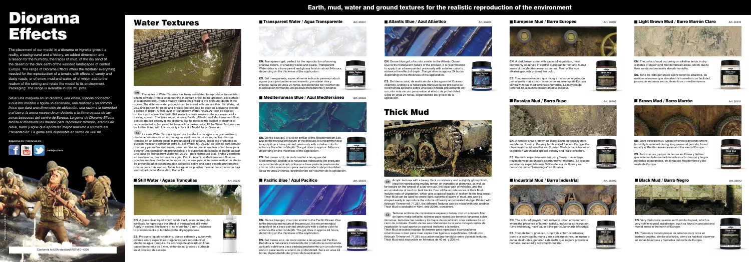# Diorama Effects

The placement of our model in a diorama or vignette gives it a reality, a background and a history, an added dimension and a reason for the humidity, the traces of mud, of the dry sand of the desert or the dark earth of the wooded landscapes of central Europe. The range of Diorama Effects offers the modeler everything needed for the reproduction of a terrain, with effects of sandy and dusty roads, or of snow, mud and water, all of which add to the realism of the setting and relate the model to its environment. Packaging: The range is available in 200 ml. pots.

*Situar una maqueta en un diorama, una viñeta, supone conceder a nuestro modelo o figura un escenario, una realidad y un entorno físico que dará una dimensión de ubicación, una razón a la humedad o al barro, la arena reseca de un desierto o la tierra oscura de las zonas boscosas del centro de Europa. La gama de Diorama Effects facilita al modelista los medios para reproducir terrenos, efectos de nieve, barro y agua que aportaran mayor realismo a su maqueta. Presentación: La gama está disponible en tarros de 200 ml.*

**Síguenos en / Follow us on:**

/vallejocolors

Conforms to USA standard ASTM D-4236

## Earth, mud, water and ground textures for the realistic reproduction of the environment

## Water Textures

EN The series of Water Textures has been formulated to reproduce the realistic effects of water, from a white running mountain brook to the greenish, still surface of a stagnant pool, from a muddy puddle on a road to the profound depth of the ocean. The different water products can be mixed with one another. Still Water, ref. 26.230 is perfect for pools and brooks, but can also be used as a base to provide a sense of depth. A final layer of Transparent Water, ref.26.201 can be applied on the top of a lake filled with Still Water to create waves or the appearance of a moving current. The three water textures, Pacific, Atlantic and Mediterranean Blue, can be applied directly to the diorama, but to increase the illusion of depth it is recommended to first paint the base with a darker color. All the Water Textures can be further tinted with low viscosity colors like Model Air or Game Air.

ES La serie Water Textures reproduce los efectos de agua con gran realismo; desde la corriente de un río, las aguas verdosas de un estanque, los charcos lodosos en un camino hasta la profundidad del océano. Todos los productos se pueden mezclar y combinar entre sí. Still Water, ref. 26.230, es idóneo para simular charcos y pequeños riachuelos, pero también se puede emplear como base para obtener una sensación de profundidad: a la superficie de la base se puede aplicar una capa de Transparent Water ref. 26.201, para reproducir olas, ondas y corriente en movimiento. Las texturas de agua, Pacific, Atlantic y Mediterranean Blue, se pueden emplear directamente sobre un diorama pero si se desea realzar un efecto de profundidad es recomendable aplicarlos sobre una base pintada previamente con un color más oscuro. Todas las aguas se pueden mezclar con colores de baja viscosidad como Model Air o Game Air.

### Still Water / Aguas Tranquilas — Art. 26230

**EN.** A glass clear liquid which levels itself, even on irregular surfaces, to reproduce the effect of transparent still water. Apply in several fine layers of no more than 3 mm. thickness to prevent cracks or bubbles in the drying process.

**ES.** Producto líquido cristalino, que se extiende y autonivela incluso sobre superficies irregulares para reproducir el efecto de agua tranquila. Es aconsejable aplicarlo en finas capas de no más de 3 mm, evitando así grietas o burbujas en el proceso de secado.

### Transparent Water / Agua Transparente — Art. 26201

**EN.** Transparent gel, perfect for the reproduction of moving shallow waters, or shaping waves and peaks. Transparent Water dries to a transparent and glossy finish in about 24 hours, depending on the thickness of the application.

**ES.** Gel transparente, especialmente indicado para reproducir aguas poco profundas en movimiento, y modelar olas y crestas. Seca en unas 24 horas, dependiendo del volumen de la aplicación formando una película transparente y brillante.

### Mediterranean Blue / Azul Mediterráneo — Art. 26202

**EN.** Dense blue gel, of a color similar to the Mediterranean Sea. Due to the translucent nature of the product, it is recommended to apply it on a base painted previously with a darker color to enhance the effect of depth. The gel dries in approx. 24 hours, depending on the thickness of the application.

**ES.** Gel denso azul, de matiz similar a las aguas del Mediterráneo. Debido a la naturaleza translúcida del producto se recomienda aplicarlo sobre una base pintada previamente con un color más oscuro para realzar el efecto de profundidad. Seca en unas 24 horas, dependiendo del volumen de la aplicación.

### Pacific Blue / Azul Pacífico — Art. 26203

**EN.** Dense blue gel, of a color similar to the Pacific Ocean. Due to the translucent nature of the product, it is recommended to apply it on a base painted previously with a darker color to enhance the effect of depth. The gel dries in approx.24 hours, depending on the thickness of the application.

**ES.** Gel denso azul, de matiz similar a las aguas del Pacífico. Debido a la naturaleza translúcida del producto se recomienda aplicarlo sobre una base pintada previamente con un color más oscuro para realzar el efecto de profundidad. Seca en unas 24 horas, dependiendo del grosor de la aplicación.

### Atlantic Blue / Azul Atlántico — Art. 26204

**EN.** Dense blue gel, of a color similar to the Atlantic Ocean. Due to the translucent nature of the product, it is recommende to apply it on a base painted previously with a darker color to enhance the effect of depth. The gel dries in approx.24 hours, depending on the thickness of the application.

**ES.** Gel denso azul, de matiz similar a las aguas del Océano Atlántico. Debido a la naturaleza translúcida del producto se recomienda aplicarlo sobre una base pintada previamente con un color más oscuro para realzar el efecto de profundidad. Seca en unas 24 horas, dependiendo del grosor de la aplicación.

## Thick Mud

EN Acrylic textures with a heavy, thick consistency and a slightly glossy finish, ideal for reproducing muddy terrain on vignettes or dioramas, as well as for texture on the wheels of a car or truck, the lower part of vehicles, and the accumulations of mud on tank tracks. Four of the six references of thick Mud include rests of vegetation, which give a special quality of realism to the final result. Thick Mud can be used to create light, superficial layers of mud, and can be shaped easily to reproduce the volume of heavily accumulated sludge. Diluted with Airbrush Thinner ref. 71.261, the different Textures can be mixed with one another. Thick Mud is available in 40ml. and 200ml. containers.

ES Texturas acrílicas de consistencia espesa y densas, con un acabado final de ligero matiz brillante, idóneas para reproducir terrenos fangosos sobre dioramas, texturizar las ruedas y los bajos de un vehículo o las cadenas de un carro de combate. Cuatro de las seis referencias de la serie incluyen restos de vegetación lo cual aporta un especial realismo a la textura. Thick Mud se puede trabajar fácilmente para reproducir acumulaciones voluminosas o bien para crear capas más ligeras o superficiales. Diluido con Airbrush Thinner ref. 71.261 se pueden realizar fundidos entre distintas texturas. Thick Mud está disponible en formatos de 40 ml. y 200 ml.

### European Mud / Barro Europeo — Art. 26807

**EN.** A dark brown color with traces of vegetation, most commonly observed in central European terrain and humid areas of the Mediterranean countries. Most of the non alkaline grounds present this color.

**ES.** Tono marrón oscuro que incluye trazas de vegetación con el matiz más común observado en terrenos de Europa central y zonas mediterráneas húmedas. La mayoría de terrenos no alcalinos presentan este aspecto.

### Russian Mud / Barro Ruso — Art. 26808

**EN.** A familiar shade known as Black Earth, especially dark and dense, found in the very fertile soil of Eastern Europe, the Ukraine and southern Russia. Russian Mud contains traces of vegetation which ad a special density and realistic texture.

**ES.** Un matiz especialmente oscuro y denso que incluye trazas de vegetación para aportar mayor realismo. Se localiza en terrenos especialmente fértiles del sur de Rusia y es conocido como "tierra negra" en Ucrania.

### Industrial Mud / Barro Industrial — Art. 26809

**EN.** The color of grayish mud, native to urban environment, where the presence of human activity, industrial construction, ruins and decay, have caused this particular shade of sludge.

**ES.** Tono de barro grisáceo, propio de entornos urbanos, donde la actividad humana y sus construcciones, las ruinas o zonas desoladas, generan este matiz que sugiere presencia humana, suciedad y actividad industrial.

### Light Brown Mud / Barro Marrón Claro — Art. 26810

**EN.** The color of mud occurring on alkaline lands, in dry climates of desert and Mediterranean areas, which due to their sandy nature easily absorb humidity.

**ES.** Tono de lodo generado sobre terrenos alcalinos, de matices arenosos que absorben la humedad con facilidad, propio de entornos secos, desérticos o mediterráneos.

### Brown Mud / Barro Marrón — Art. 26811

**EN.** Dark colored mud, typical of fertile clay lands where humidity is retained during long seasonal periods, found mostly in Mediterranean areas and the east of Europe.

**ES.** Tono oscuro, propio de tierras arcillosas y fértiles que retienen la humedad durante mucho tiempo y largos periodos estacionales, en zonas del Mediterráneo y del oeste de Europa.

### Black Mud / Barro Negro — Art. 26812

**EN.** Very dark color, seen in earth similar to peat, which is very rich in vegetal substratum, such as found in wooded and humid areas in the north of Europe.

**ES.** Tono muy oscuro propio de terrenos muy ricos en sustrato vegetal, similar a la turba, como es habitual observar en zonas boscosas y húmedas del norte de Europa.